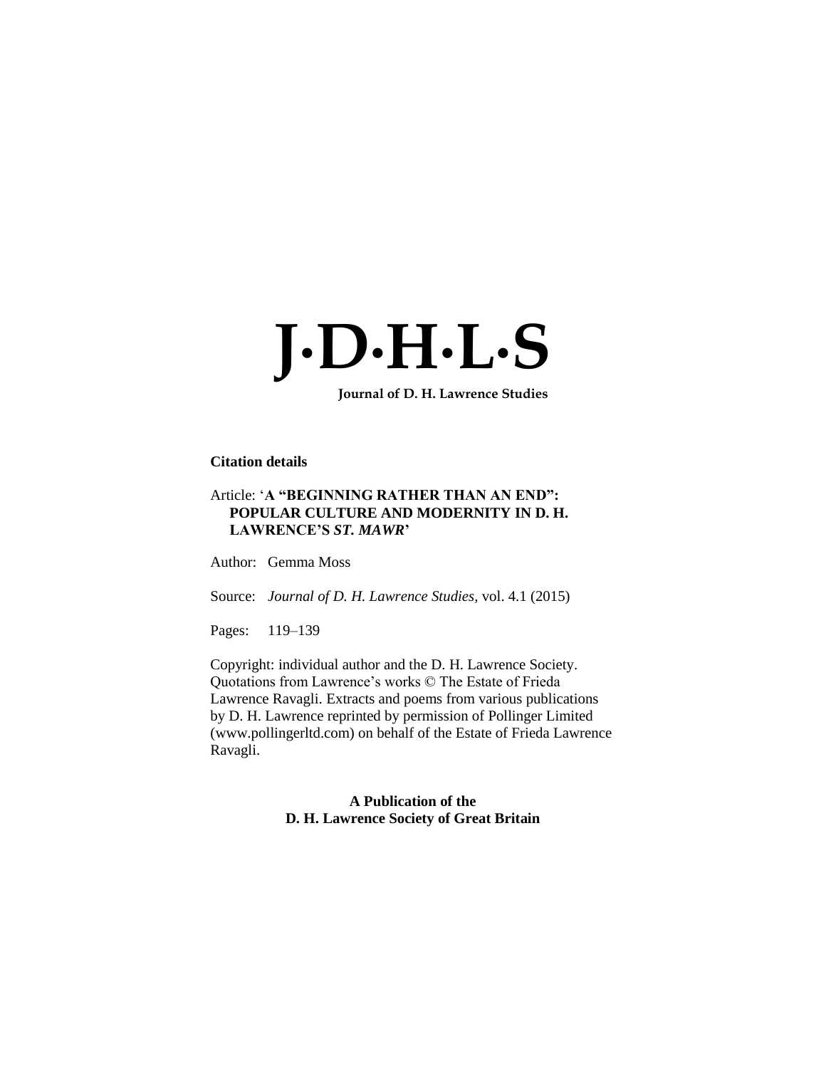# J·D·H·L·S

**Journal of D. H. Lawrence Studies**

**Citation details**

Article: '**A "BEGINNING RATHER THAN AN END": POPULAR CULTURE AND MODERNITY IN D. H. LAWRENCE'S *ST. MAWR***'

Author: Gemma Moss

Source: *Journal of D. H. Lawrence Studies,* vol. 4.1 (2015)

Pages: 119–139

Copyright: individual author and the D. H. Lawrence Society. Quotations from Lawrence's works © The Estate of Frieda Lawrence Ravagli. Extracts and poems from various publications by D. H. Lawrence reprinted by permission of Pollinger Limited (www.pollingerltd.com) on behalf of the Estate of Frieda Lawrence Ravagli.

**A Publication of the D. H. Lawrence Society of Great Britain**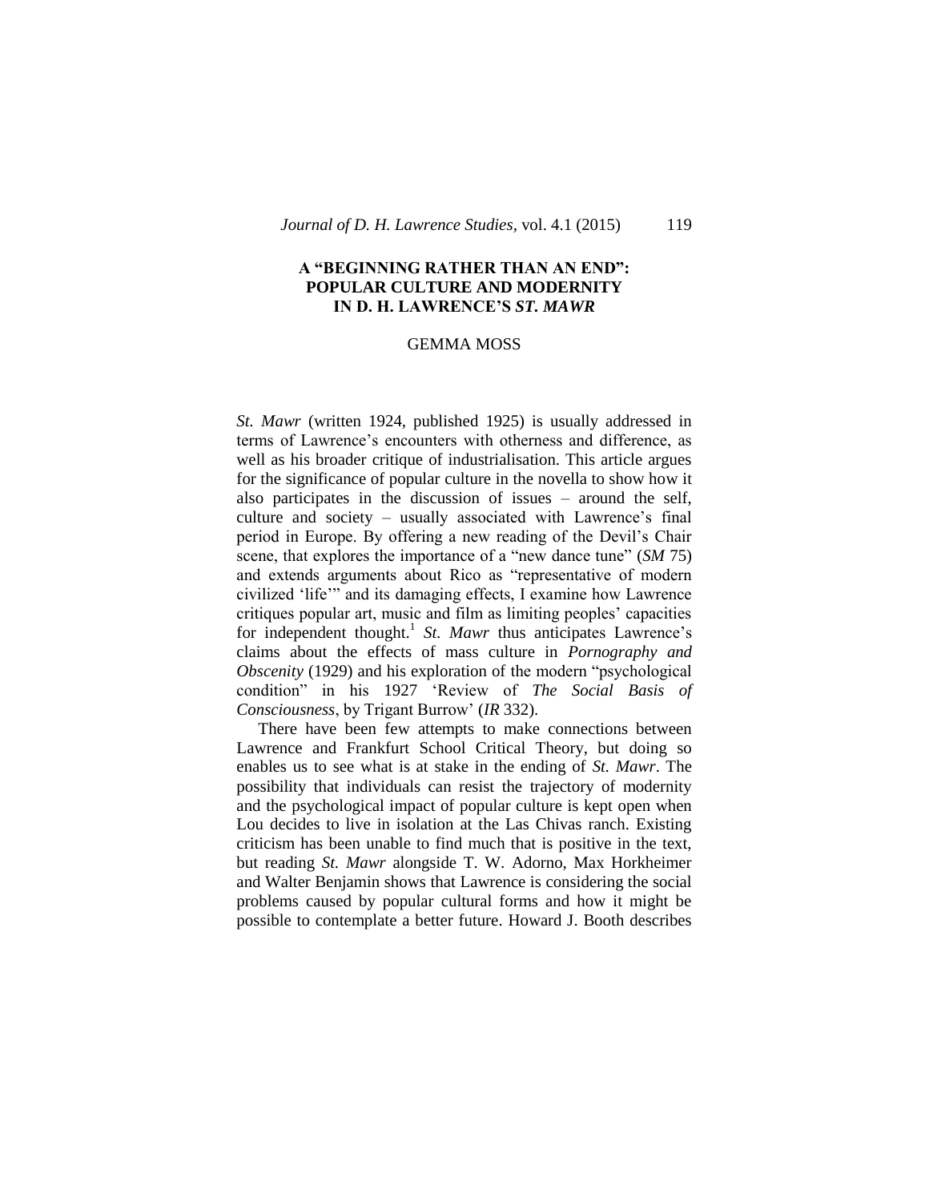# A "BEGINNING RATHER THAN AN END": POPULAR CULTURE AND MODERNITY IN D. H. LAWRENCE'S *ST. MAWR*

GEMMA MOSS

*St. Mawr* (written 1924, published 1925) is usually addressed in terms of Lawrence's encounters with otherness and difference, as well as his broader critique of industrialisation. This article argues for the significance of popular culture in the novella to show how it also participates in the discussion of issues – around the self, culture and society – usually associated with Lawrence's final period in Europe. By offering a new reading of the Devil's Chair scene, that explores the importance of a "new dance tune" (*SM* 75) and extends arguments about Rico as "representative of modern civilized 'life'" and its damaging effects, I examine how Lawrence critiques popular art, music and film as limiting peoples' capacities for independent thought.[1] *St. Mawr* thus anticipates Lawrence's claims about the effects of mass culture in *Pornography and Obscenity* (1929) and his exploration of the modern "psychological condition" in his 1927 'Review of *The Social Basis of Consciousness*, by Trigant Burrow' (*IR* 332).

There have been few attempts to make connections between Lawrence and Frankfurt School Critical Theory, but doing so enables us to see what is at stake in the ending of *St. Mawr*. The possibility that individuals can resist the trajectory of modernity and the psychological impact of popular culture is kept open when Lou decides to live in isolation at the Las Chivas ranch. Existing criticism has been unable to find much that is positive in the text, but reading *St. Mawr* alongside T. W. Adorno, Max Horkheimer and Walter Benjamin shows that Lawrence is considering the social problems caused by popular cultural forms and how it might be possible to contemplate a better future. Howard J. Booth describes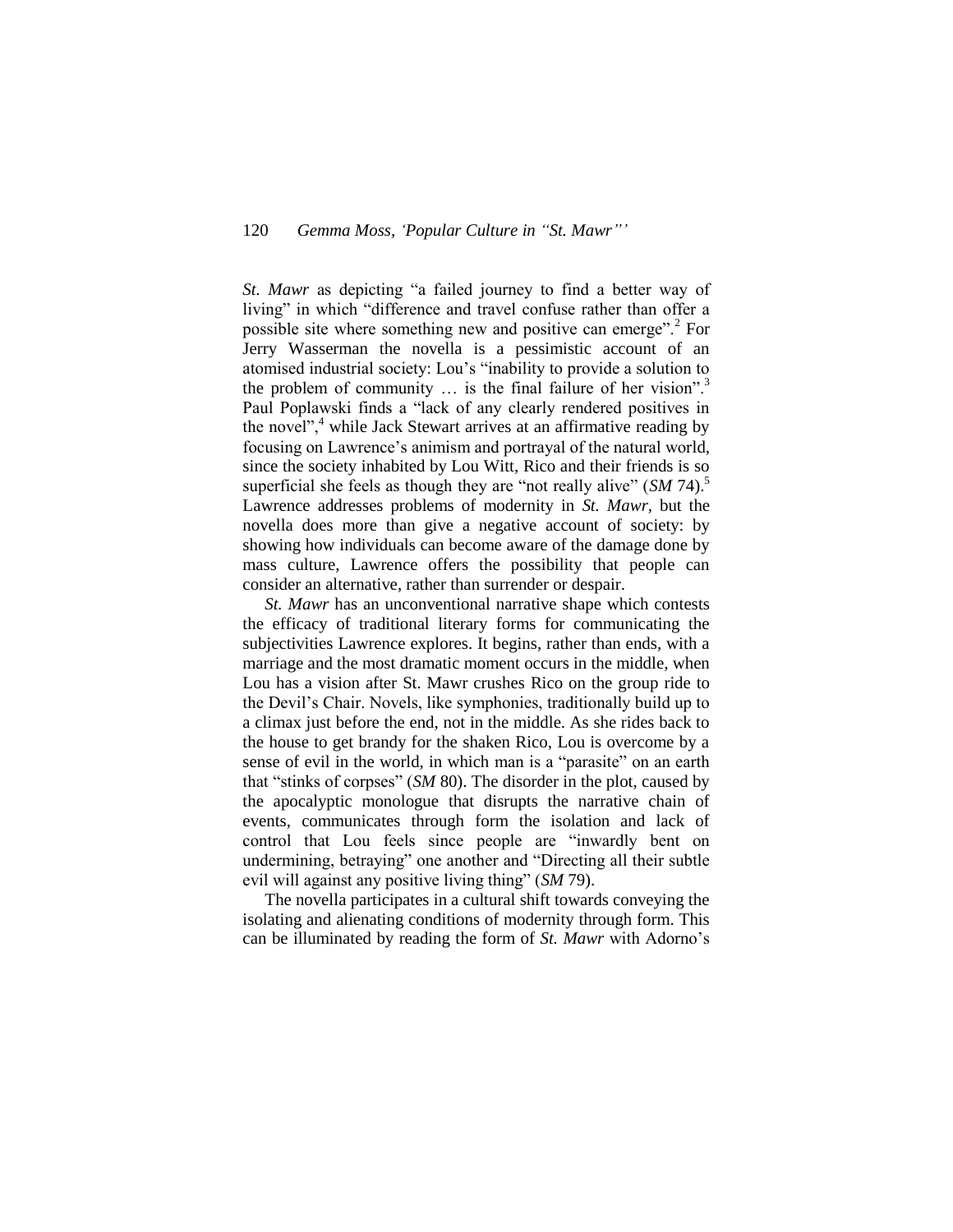*St. Mawr* as depicting "a failed journey to find a better way of living" in which "difference and travel confuse rather than offer a possible site where something new and positive can emerge".[2] For Jerry Wasserman the novella is a pessimistic account of an atomised industrial society: Lou's "inability to provide a solution to the problem of community … is the final failure of her vision".[3] Paul Poplawski finds a "lack of any clearly rendered positives in the novel",[4] while Jack Stewart arrives at an affirmative reading by focusing on Lawrence's animism and portrayal of the natural world, since the society inhabited by Lou Witt, Rico and their friends is so superficial she feels as though they are "not really alive" (*SM* 74).[5] Lawrence addresses problems of modernity in *St. Mawr*, but the novella does more than give a negative account of society: by showing how individuals can become aware of the damage done by mass culture, Lawrence offers the possibility that people can consider an alternative, rather than surrender or despair.

*St. Mawr* has an unconventional narrative shape which contests the efficacy of traditional literary forms for communicating the subjectivities Lawrence explores. It begins, rather than ends, with a marriage and the most dramatic moment occurs in the middle, when Lou has a vision after St. Mawr crushes Rico on the group ride to the Devil's Chair. Novels, like symphonies, traditionally build up to a climax just before the end, not in the middle. As she rides back to the house to get brandy for the shaken Rico, Lou is overcome by a sense of evil in the world, in which man is a "parasite" on an earth that "stinks of corpses" (*SM* 80). The disorder in the plot, caused by the apocalyptic monologue that disrupts the narrative chain of events, communicates through form the isolation and lack of control that Lou feels since people are "inwardly bent on undermining, betraying" one another and "Directing all their subtle evil will against any positive living thing" (*SM* 79).

The novella participates in a cultural shift towards conveying the isolating and alienating conditions of modernity through form. This can be illuminated by reading the form of *St. Mawr* with Adorno's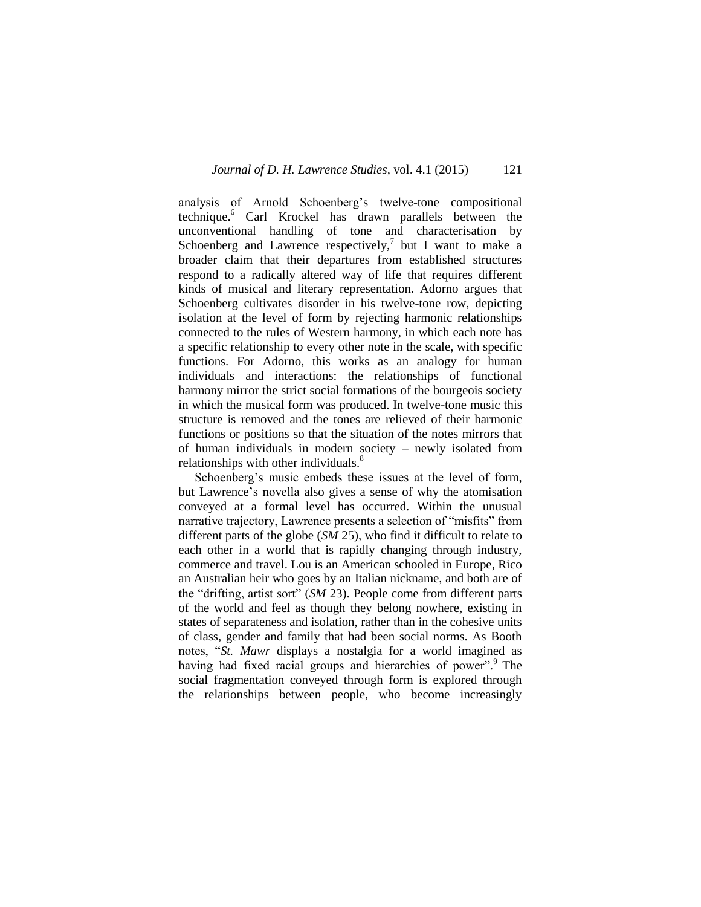analysis of Arnold Schoenberg's twelve-tone compositional technique.[6] Carl Krockel has drawn parallels between the unconventional handling of tone and characterisation by Schoenberg and Lawrence respectively,[7] but I want to make a broader claim that their departures from established structures respond to a radically altered way of life that requires different kinds of musical and literary representation. Adorno argues that Schoenberg cultivates disorder in his twelve-tone row, depicting isolation at the level of form by rejecting harmonic relationships connected to the rules of Western harmony, in which each note has a specific relationship to every other note in the scale, with specific functions. For Adorno, this works as an analogy for human individuals and interactions: the relationships of functional harmony mirror the strict social formations of the bourgeois society in which the musical form was produced. In twelve-tone music this structure is removed and the tones are relieved of their harmonic functions or positions so that the situation of the notes mirrors that of human individuals in modern society – newly isolated from relationships with other individuals.[8]

Schoenberg's music embeds these issues at the level of form, but Lawrence's novella also gives a sense of why the atomisation conveyed at a formal level has occurred. Within the unusual narrative trajectory, Lawrence presents a selection of "misfits" from different parts of the globe (*SM* 25), who find it difficult to relate to each other in a world that is rapidly changing through industry, commerce and travel. Lou is an American schooled in Europe, Rico an Australian heir who goes by an Italian nickname, and both are of the "drifting, artist sort" (*SM* 23). People come from different parts of the world and feel as though they belong nowhere, existing in states of separateness and isolation, rather than in the cohesive units of class, gender and family that had been social norms. As Booth notes, "*St. Mawr* displays a nostalgia for a world imagined as having had fixed racial groups and hierarchies of power".[9] The social fragmentation conveyed through form is explored through the relationships between people, who become increasingly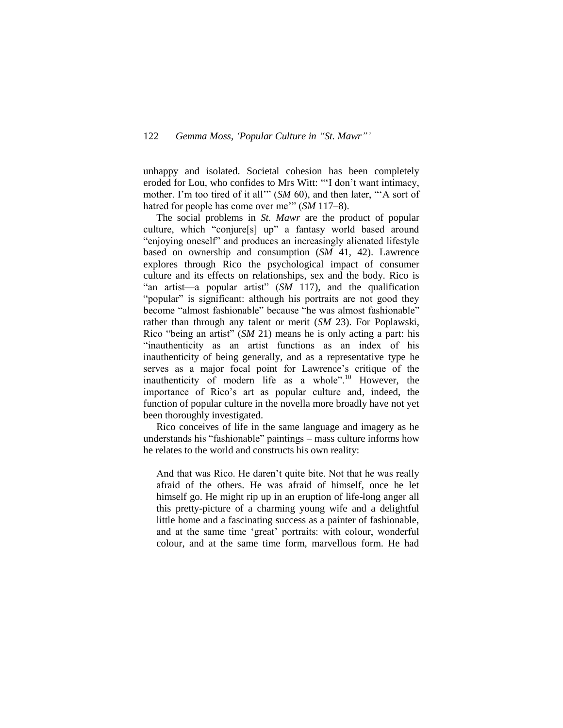unhappy and isolated. Societal cohesion has been completely eroded for Lou, who confides to Mrs Witt: "'I don't want intimacy, mother. I'm too tired of it all'" (*SM* 60), and then later, "'A sort of hatred for people has come over me'" (*SM* 117–8).

The social problems in *St. Mawr* are the product of popular culture, which "conjure[s] up" a fantasy world based around "enjoying oneself" and produces an increasingly alienated lifestyle based on ownership and consumption (*SM* 41, 42). Lawrence explores through Rico the psychological impact of consumer culture and its effects on relationships, sex and the body. Rico is "an artist—a popular artist" (*SM* 117), and the qualification "popular" is significant: although his portraits are not good they become "almost fashionable" because "he was almost fashionable" rather than through any talent or merit (*SM* 23). For Poplawski, Rico "being an artist" (*SM* 21) means he is only acting a part: his "inauthenticity as an artist functions as an index of his inauthenticity of being generally, and as a representative type he serves as a major focal point for Lawrence's critique of the inauthenticity of modern life as a whole".[10] However, the importance of Rico's art as popular culture and, indeed, the function of popular culture in the novella more broadly have not yet been thoroughly investigated.

Rico conceives of life in the same language and imagery as he understands his "fashionable" paintings – mass culture informs how he relates to the world and constructs his own reality:

> And that was Rico. He daren't quite bite. Not that he was really afraid of the others. He was afraid of himself, once he let himself go. He might rip up in an eruption of life-long anger all this pretty-picture of a charming young wife and a delightful little home and a fascinating success as a painter of fashionable, and at the same time 'great' portraits: with colour, wonderful colour, and at the same time form, marvellous form. He had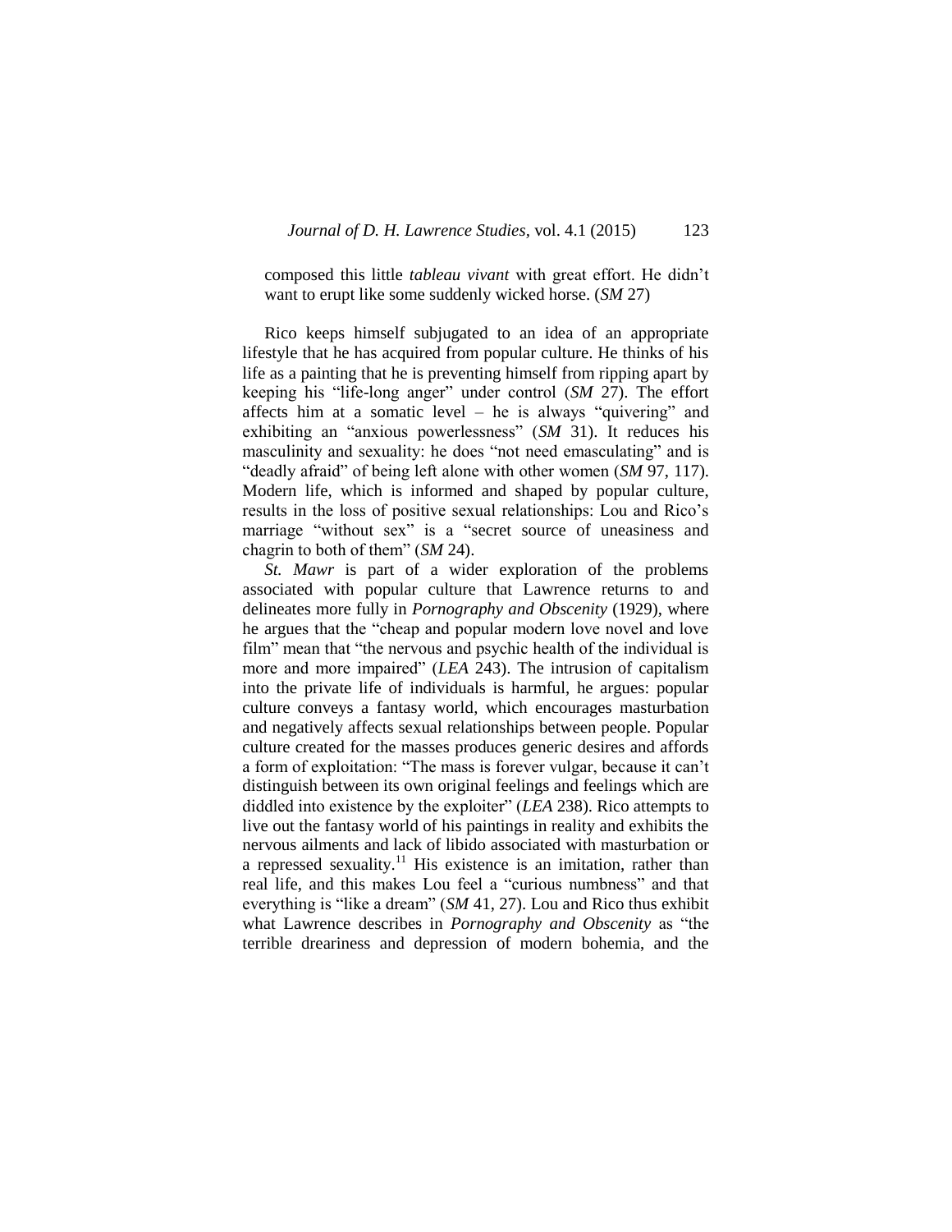composed this little *tableau vivant* with great effort. He didn't want to erupt like some suddenly wicked horse. (*SM* 27)

Rico keeps himself subjugated to an idea of an appropriate lifestyle that he has acquired from popular culture. He thinks of his life as a painting that he is preventing himself from ripping apart by keeping his "life-long anger" under control (*SM* 27). The effort affects him at a somatic level – he is always "quivering" and exhibiting an "anxious powerlessness" (*SM* 31). It reduces his masculinity and sexuality: he does "not need emasculating" and is "deadly afraid" of being left alone with other women (*SM* 97, 117). Modern life, which is informed and shaped by popular culture, results in the loss of positive sexual relationships: Lou and Rico's marriage "without sex" is a "secret source of uneasiness and chagrin to both of them" (*SM* 24).

*St. Mawr* is part of a wider exploration of the problems associated with popular culture that Lawrence returns to and delineates more fully in *Pornography and Obscenity* (1929), where he argues that the "cheap and popular modern love novel and love film" mean that "the nervous and psychic health of the individual is more and more impaired" (*LEA* 243). The intrusion of capitalism into the private life of individuals is harmful, he argues: popular culture conveys a fantasy world, which encourages masturbation and negatively affects sexual relationships between people. Popular culture created for the masses produces generic desires and affords a form of exploitation: "The mass is forever vulgar, because it can't distinguish between its own original feelings and feelings which are diddled into existence by the exploiter" (*LEA* 238). Rico attempts to live out the fantasy world of his paintings in reality and exhibits the nervous ailments and lack of libido associated with masturbation or a repressed sexuality.[11] His existence is an imitation, rather than real life, and this makes Lou feel a "curious numbness" and that everything is "like a dream" (*SM* 41, 27). Lou and Rico thus exhibit what Lawrence describes in *Pornography and Obscenity* as "the terrible dreariness and depression of modern bohemia, and the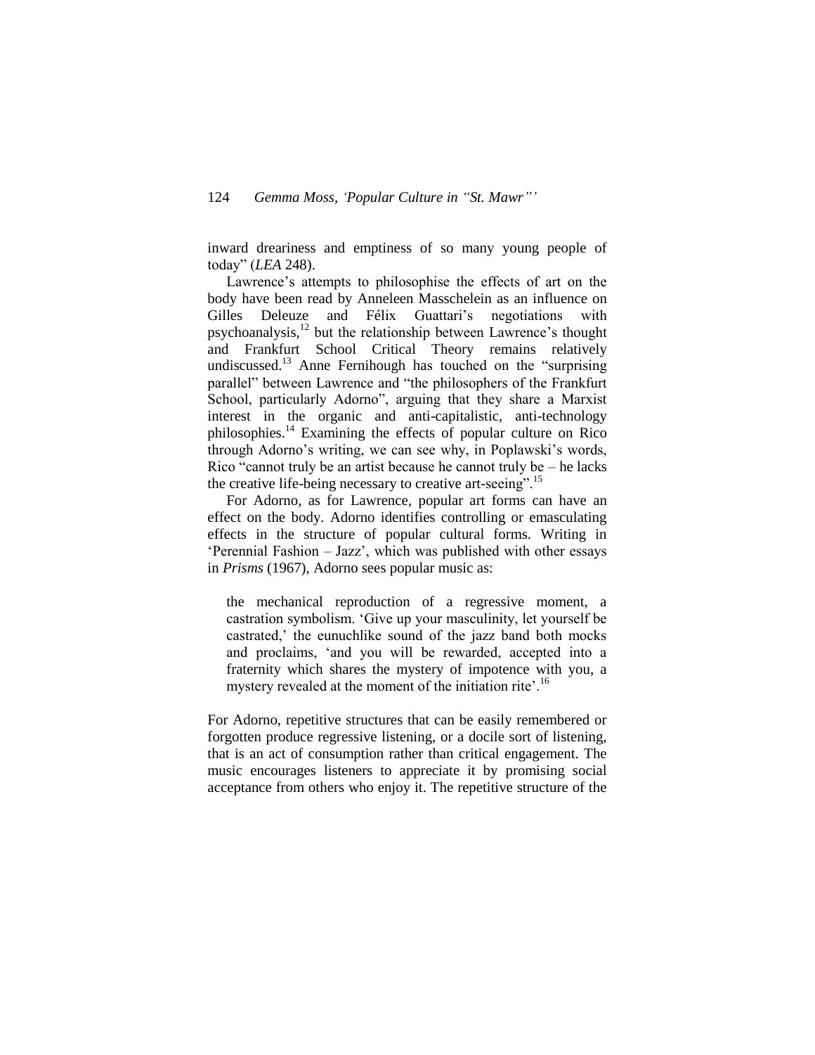inward dreariness and emptiness of so many young people of today" (*LEA* 248).

Lawrence's attempts to philosophise the effects of art on the body have been read by Anneleen Masschelein as an influence on Gilles Deleuze and Félix Guattari's negotiations with psychoanalysis,[12] but the relationship between Lawrence's thought and Frankfurt School Critical Theory remains relatively undiscussed.[13] Anne Fernihough has touched on the "surprising parallel" between Lawrence and "the philosophers of the Frankfurt School, particularly Adorno", arguing that they share a Marxist interest in the organic and anti-capitalistic, anti-technology philosophies.[14] Examining the effects of popular culture on Rico through Adorno's writing, we can see why, in Poplawski's words, Rico "cannot truly be an artist because he cannot truly be – he lacks the creative life-being necessary to creative art-seeing".[15]

For Adorno, as for Lawrence, popular art forms can have an effect on the body. Adorno identifies controlling or emasculating effects in the structure of popular cultural forms. Writing in 'Perennial Fashion – Jazz', which was published with other essays in *Prisms* (1967), Adorno sees popular music as:

> the mechanical reproduction of a regressive moment, a castration symbolism. 'Give up your masculinity, let yourself be castrated,' the eunuchlike sound of the jazz band both mocks and proclaims, 'and you will be rewarded, accepted into a fraternity which shares the mystery of impotence with you, a mystery revealed at the moment of the initiation rite'.[16]

For Adorno, repetitive structures that can be easily remembered or forgotten produce regressive listening, or a docile sort of listening, that is an act of consumption rather than critical engagement. The music encourages listeners to appreciate it by promising social acceptance from others who enjoy it. The repetitive structure of the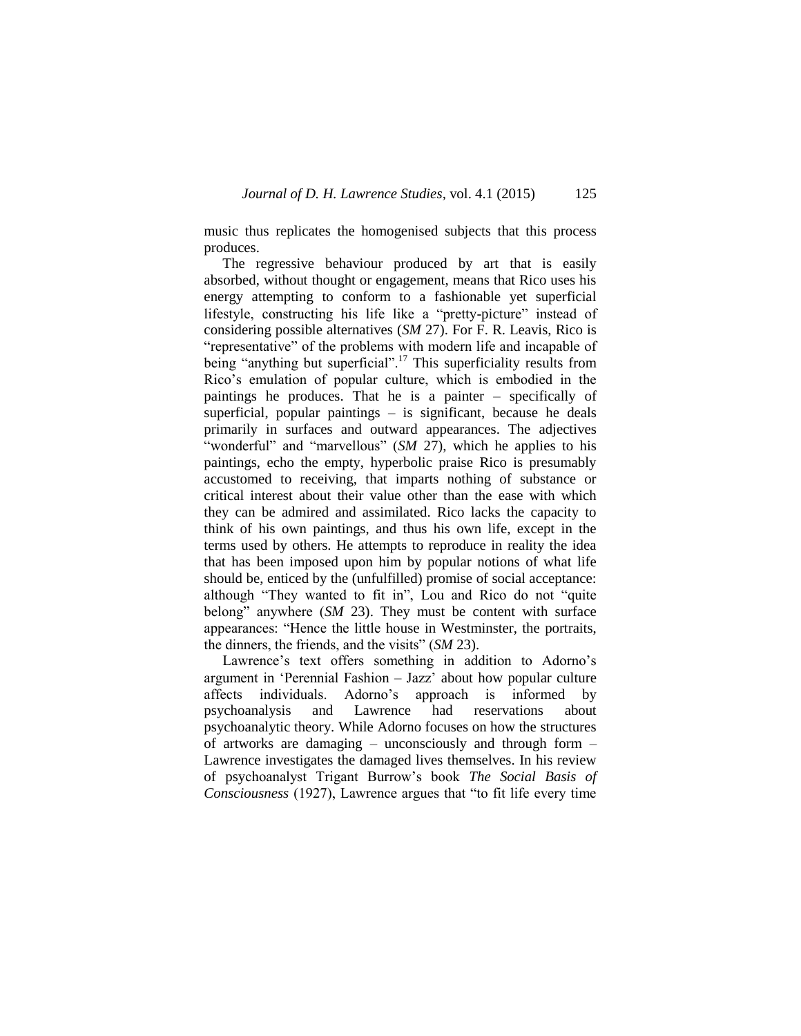music thus replicates the homogenised subjects that this process produces.

The regressive behaviour produced by art that is easily absorbed, without thought or engagement, means that Rico uses his energy attempting to conform to a fashionable yet superficial lifestyle, constructing his life like a "pretty-picture" instead of considering possible alternatives (*SM* 27). For F. R. Leavis, Rico is "representative" of the problems with modern life and incapable of being "anything but superficial".[17] This superficiality results from Rico's emulation of popular culture, which is embodied in the paintings he produces. That he is a painter – specifically of superficial, popular paintings – is significant, because he deals primarily in surfaces and outward appearances. The adjectives "wonderful" and "marvellous" (*SM* 27), which he applies to his paintings, echo the empty, hyperbolic praise Rico is presumably accustomed to receiving, that imparts nothing of substance or critical interest about their value other than the ease with which they can be admired and assimilated. Rico lacks the capacity to think of his own paintings, and thus his own life, except in the terms used by others. He attempts to reproduce in reality the idea that has been imposed upon him by popular notions of what life should be, enticed by the (unfulfilled) promise of social acceptance: although "They wanted to fit in", Lou and Rico do not "quite belong" anywhere (*SM* 23). They must be content with surface appearances: "Hence the little house in Westminster, the portraits, the dinners, the friends, and the visits" (*SM* 23).

Lawrence's text offers something in addition to Adorno's argument in 'Perennial Fashion – Jazz' about how popular culture affects individuals. Adorno's approach is informed by psychoanalysis and Lawrence had reservations about psychoanalytic theory. While Adorno focuses on how the structures of artworks are damaging – unconsciously and through form – Lawrence investigates the damaged lives themselves. In his review of psychoanalyst Trigant Burrow's book *The Social Basis of Consciousness* (1927), Lawrence argues that "to fit life every time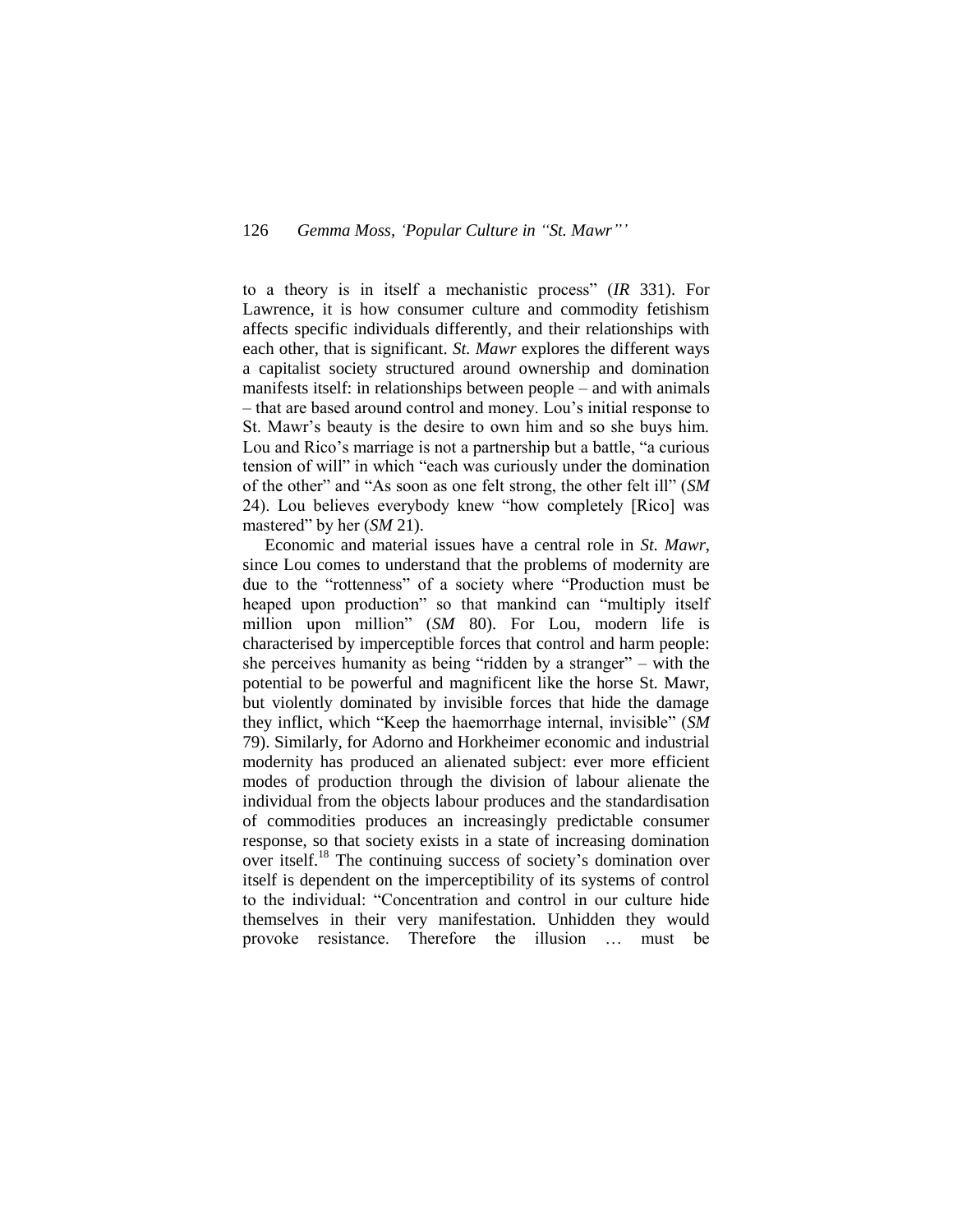to a theory is in itself a mechanistic process" (*IR* 331). For Lawrence, it is how consumer culture and commodity fetishism affects specific individuals differently, and their relationships with each other, that is significant. *St. Mawr* explores the different ways a capitalist society structured around ownership and domination manifests itself: in relationships between people – and with animals – that are based around control and money. Lou's initial response to St. Mawr's beauty is the desire to own him and so she buys him. Lou and Rico's marriage is not a partnership but a battle, "a curious tension of will" in which "each was curiously under the domination of the other" and "As soon as one felt strong, the other felt ill" (*SM* 24). Lou believes everybody knew "how completely [Rico] was mastered" by her (*SM* 21).

Economic and material issues have a central role in *St. Mawr*, since Lou comes to understand that the problems of modernity are due to the "rottenness" of a society where "Production must be heaped upon production" so that mankind can "multiply itself million upon million" (*SM* 80). For Lou, modern life is characterised by imperceptible forces that control and harm people: she perceives humanity as being "ridden by a stranger" – with the potential to be powerful and magnificent like the horse St. Mawr, but violently dominated by invisible forces that hide the damage they inflict, which "Keep the haemorrhage internal, invisible" (*SM* 79). Similarly, for Adorno and Horkheimer economic and industrial modernity has produced an alienated subject: ever more efficient modes of production through the division of labour alienate the individual from the objects labour produces and the standardisation of commodities produces an increasingly predictable consumer response, so that society exists in a state of increasing domination over itself.[18] The continuing success of society's domination over itself is dependent on the imperceptibility of its systems of control to the individual: "Concentration and control in our culture hide themselves in their very manifestation. Unhidden they would provoke resistance. Therefore the illusion … must be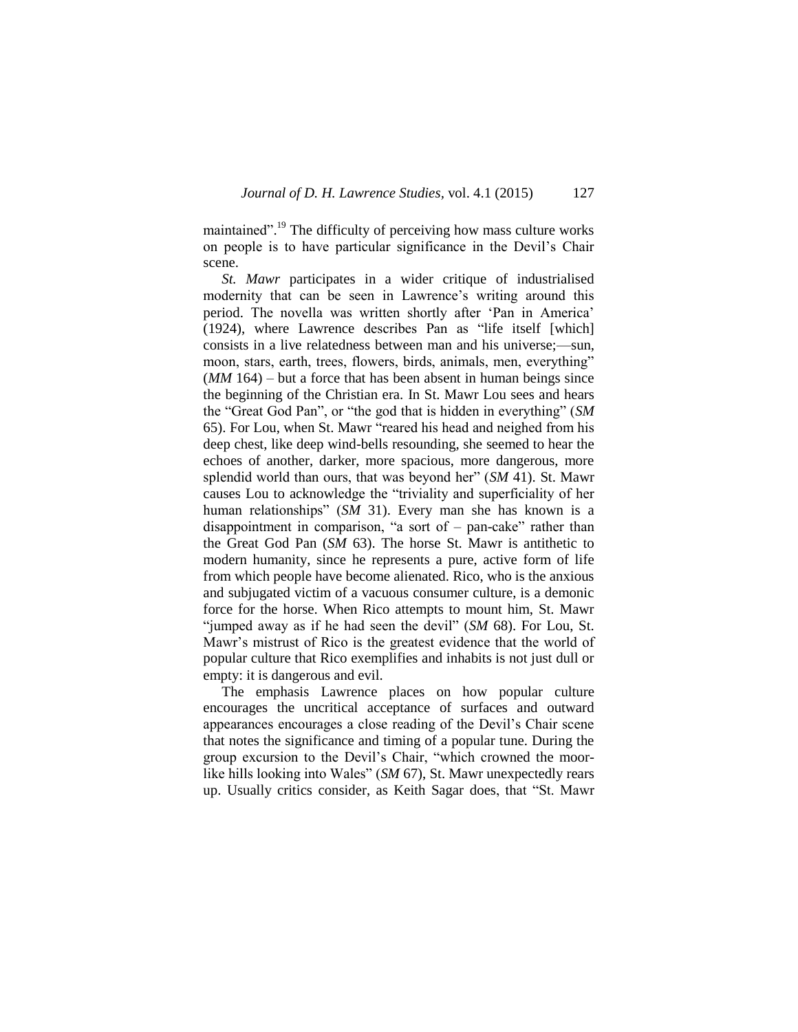maintained".[19] The difficulty of perceiving how mass culture works on people is to have particular significance in the Devil's Chair scene.

*St. Mawr* participates in a wider critique of industrialised modernity that can be seen in Lawrence's writing around this period. The novella was written shortly after 'Pan in America' (1924), where Lawrence describes Pan as "life itself [which] consists in a live relatedness between man and his universe;—sun, moon, stars, earth, trees, flowers, birds, animals, men, everything" (*MM* 164) – but a force that has been absent in human beings since the beginning of the Christian era. In St. Mawr Lou sees and hears the "Great God Pan", or "the god that is hidden in everything" (*SM* 65). For Lou, when St. Mawr "reared his head and neighed from his deep chest, like deep wind-bells resounding, she seemed to hear the echoes of another, darker, more spacious, more dangerous, more splendid world than ours, that was beyond her" (*SM* 41). St. Mawr causes Lou to acknowledge the "triviality and superficiality of her human relationships" (*SM* 31). Every man she has known is a disappointment in comparison, "a sort of – pan-cake" rather than the Great God Pan (*SM* 63). The horse St. Mawr is antithetic to modern humanity, since he represents a pure, active form of life from which people have become alienated. Rico, who is the anxious and subjugated victim of a vacuous consumer culture, is a demonic force for the horse. When Rico attempts to mount him, St. Mawr "jumped away as if he had seen the devil" (*SM* 68). For Lou, St. Mawr's mistrust of Rico is the greatest evidence that the world of popular culture that Rico exemplifies and inhabits is not just dull or empty: it is dangerous and evil.

The emphasis Lawrence places on how popular culture encourages the uncritical acceptance of surfaces and outward appearances encourages a close reading of the Devil's Chair scene that notes the significance and timing of a popular tune. During the group excursion to the Devil's Chair, "which crowned the moor-like hills looking into Wales" (*SM* 67), St. Mawr unexpectedly rears up. Usually critics consider, as Keith Sagar does, that "St. Mawr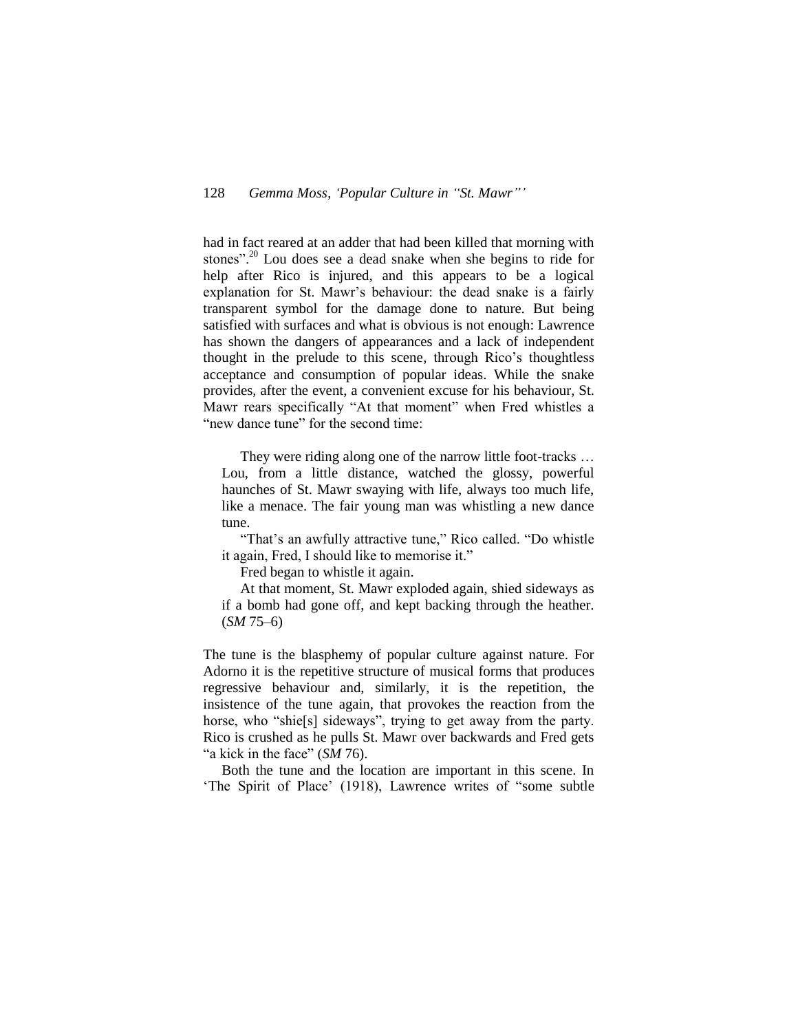had in fact reared at an adder that had been killed that morning with stones".[20] Lou does see a dead snake when she begins to ride for help after Rico is injured, and this appears to be a logical explanation for St. Mawr's behaviour: the dead snake is a fairly transparent symbol for the damage done to nature. But being satisfied with surfaces and what is obvious is not enough: Lawrence has shown the dangers of appearances and a lack of independent thought in the prelude to this scene, through Rico's thoughtless acceptance and consumption of popular ideas. While the snake provides, after the event, a convenient excuse for his behaviour, St. Mawr rears specifically "At that moment" when Fred whistles a "new dance tune" for the second time:

> They were riding along one of the narrow little foot-tracks … Lou, from a little distance, watched the glossy, powerful haunches of St. Mawr swaying with life, always too much life, like a menace. The fair young man was whistling a new dance tune.
>
> "That's an awfully attractive tune," Rico called. "Do whistle it again, Fred, I should like to memorise it."
>
> Fred began to whistle it again.
>
> At that moment, St. Mawr exploded again, shied sideways as if a bomb had gone off, and kept backing through the heather. (*SM* 75–6)

The tune is the blasphemy of popular culture against nature. For Adorno it is the repetitive structure of musical forms that produces regressive behaviour and, similarly, it is the repetition, the insistence of the tune again, that provokes the reaction from the horse, who "shie[s] sideways", trying to get away from the party. Rico is crushed as he pulls St. Mawr over backwards and Fred gets "a kick in the face" (*SM* 76).

Both the tune and the location are important in this scene. In 'The Spirit of Place' (1918), Lawrence writes of "some subtle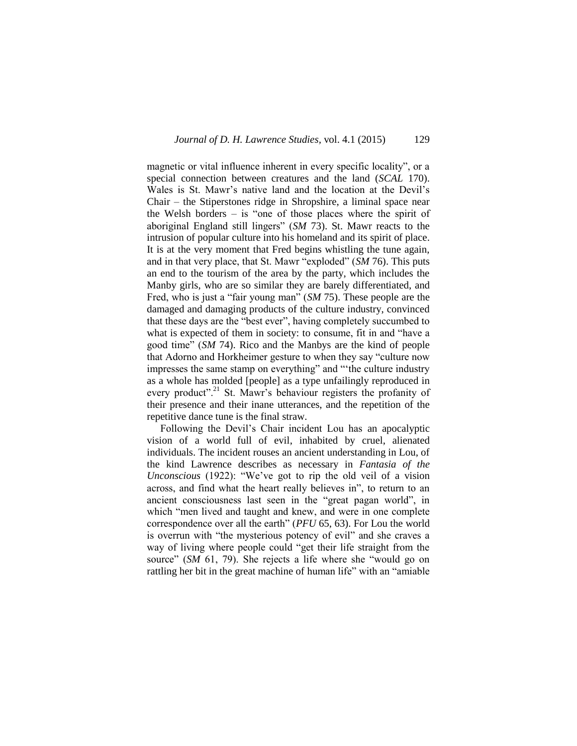magnetic or vital influence inherent in every specific locality", or a special connection between creatures and the land (*SCAL* 170). Wales is St. Mawr's native land and the location at the Devil's Chair – the Stiperstones ridge in Shropshire, a liminal space near the Welsh borders – is "one of those places where the spirit of aboriginal England still lingers" (*SM* 73). St. Mawr reacts to the intrusion of popular culture into his homeland and its spirit of place. It is at the very moment that Fred begins whistling the tune again, and in that very place, that St. Mawr "exploded" (*SM* 76). This puts an end to the tourism of the area by the party, which includes the Manby girls, who are so similar they are barely differentiated, and Fred, who is just a "fair young man" (*SM* 75). These people are the damaged and damaging products of the culture industry, convinced that these days are the "best ever", having completely succumbed to what is expected of them in society: to consume, fit in and "have a good time" (*SM* 74). Rico and the Manbys are the kind of people that Adorno and Horkheimer gesture to when they say "culture now impresses the same stamp on everything" and "'the culture industry as a whole has molded [people] as a type unfailingly reproduced in every product".[21] St. Mawr's behaviour registers the profanity of their presence and their inane utterances, and the repetition of the repetitive dance tune is the final straw.

Following the Devil's Chair incident Lou has an apocalyptic vision of a world full of evil, inhabited by cruel, alienated individuals. The incident rouses an ancient understanding in Lou, of the kind Lawrence describes as necessary in *Fantasia of the Unconscious* (1922): "We've got to rip the old veil of a vision across, and find what the heart really believes in", to return to an ancient consciousness last seen in the "great pagan world", in which "men lived and taught and knew, and were in one complete correspondence over all the earth" (*PFU* 65, 63). For Lou the world is overrun with "the mysterious potency of evil" and she craves a way of living where people could "get their life straight from the source" (*SM* 61, 79). She rejects a life where she "would go on rattling her bit in the great machine of human life" with an "amiable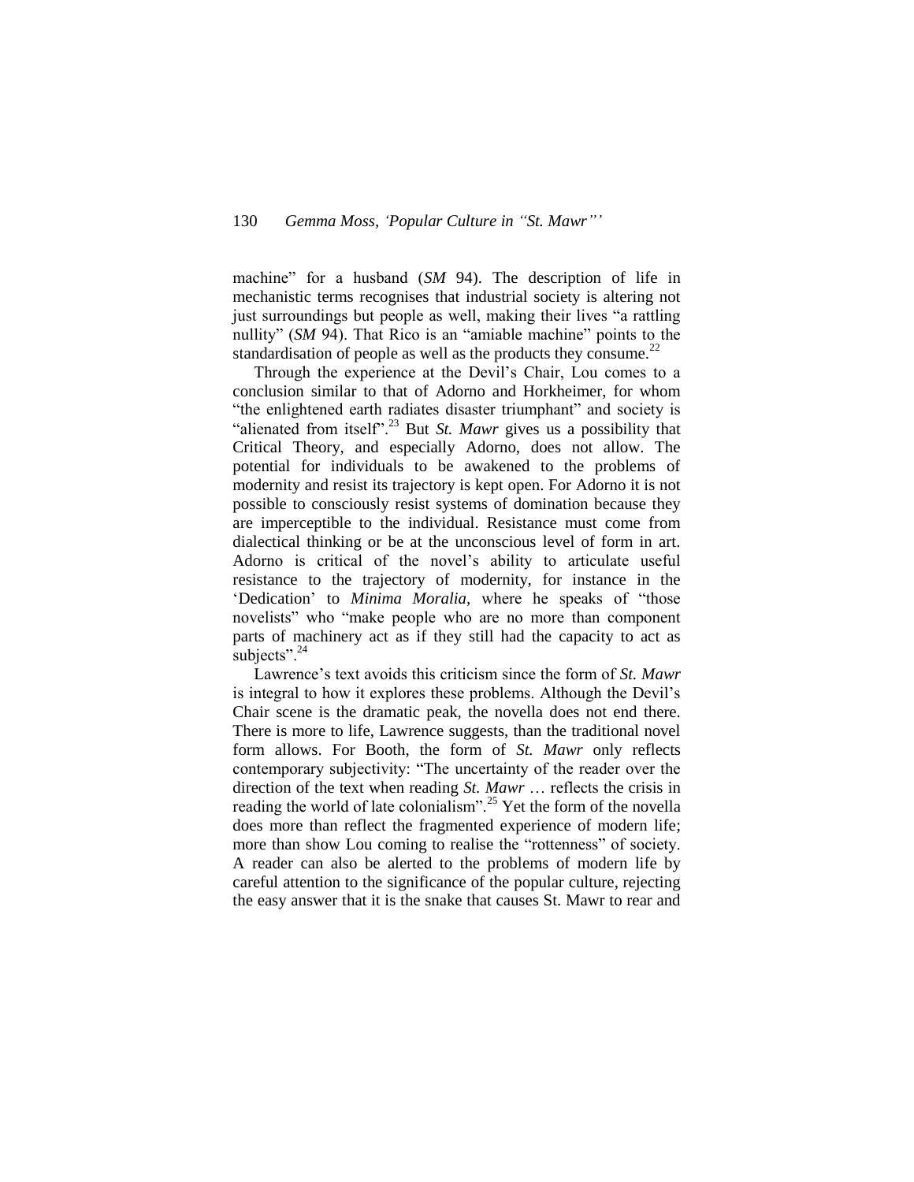machine" for a husband (*SM* 94). The description of life in mechanistic terms recognises that industrial society is altering not just surroundings but people as well, making their lives "a rattling nullity" (*SM* 94). That Rico is an "amiable machine" points to the standardisation of people as well as the products they consume.[22]

Through the experience at the Devil's Chair, Lou comes to a conclusion similar to that of Adorno and Horkheimer, for whom "the enlightened earth radiates disaster triumphant" and society is "alienated from itself".[23] But *St. Mawr* gives us a possibility that Critical Theory, and especially Adorno, does not allow. The potential for individuals to be awakened to the problems of modernity and resist its trajectory is kept open. For Adorno it is not possible to consciously resist systems of domination because they are imperceptible to the individual. Resistance must come from dialectical thinking or be at the unconscious level of form in art. Adorno is critical of the novel's ability to articulate useful resistance to the trajectory of modernity, for instance in the 'Dedication' to *Minima Moralia,* where he speaks of "those novelists" who "make people who are no more than component parts of machinery act as if they still had the capacity to act as subjects".[24]

Lawrence's text avoids this criticism since the form of *St. Mawr* is integral to how it explores these problems. Although the Devil's Chair scene is the dramatic peak, the novella does not end there. There is more to life, Lawrence suggests, than the traditional novel form allows. For Booth, the form of *St. Mawr* only reflects contemporary subjectivity: "The uncertainty of the reader over the direction of the text when reading *St. Mawr* … reflects the crisis in reading the world of late colonialism".[25] Yet the form of the novella does more than reflect the fragmented experience of modern life; more than show Lou coming to realise the "rottenness" of society. A reader can also be alerted to the problems of modern life by careful attention to the significance of the popular culture, rejecting the easy answer that it is the snake that causes St. Mawr to rear and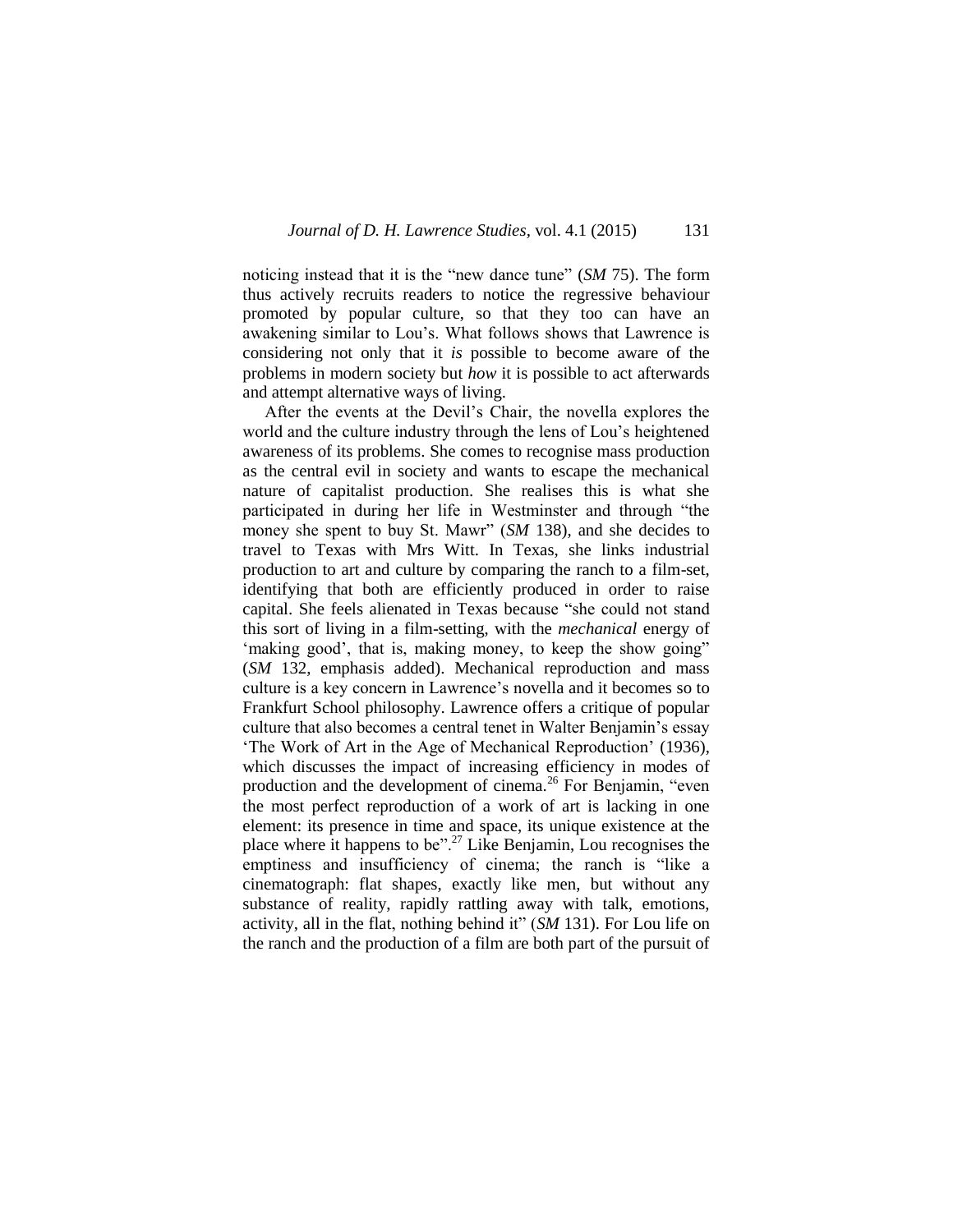noticing instead that it is the "new dance tune" (*SM* 75). The form thus actively recruits readers to notice the regressive behaviour promoted by popular culture, so that they too can have an awakening similar to Lou's. What follows shows that Lawrence is considering not only that it *is* possible to become aware of the problems in modern society but *how* it is possible to act afterwards and attempt alternative ways of living.

After the events at the Devil's Chair, the novella explores the world and the culture industry through the lens of Lou's heightened awareness of its problems. She comes to recognise mass production as the central evil in society and wants to escape the mechanical nature of capitalist production. She realises this is what she participated in during her life in Westminster and through "the money she spent to buy St. Mawr" (*SM* 138), and she decides to travel to Texas with Mrs Witt. In Texas, she links industrial production to art and culture by comparing the ranch to a film-set, identifying that both are efficiently produced in order to raise capital. She feels alienated in Texas because "she could not stand this sort of living in a film-setting, with the *mechanical* energy of 'making good', that is, making money, to keep the show going" (*SM* 132, emphasis added). Mechanical reproduction and mass culture is a key concern in Lawrence's novella and it becomes so to Frankfurt School philosophy. Lawrence offers a critique of popular culture that also becomes a central tenet in Walter Benjamin's essay 'The Work of Art in the Age of Mechanical Reproduction' (1936), which discusses the impact of increasing efficiency in modes of production and the development of cinema.[26] For Benjamin, "even the most perfect reproduction of a work of art is lacking in one element: its presence in time and space, its unique existence at the place where it happens to be".[27] Like Benjamin, Lou recognises the emptiness and insufficiency of cinema; the ranch is "like a cinematograph: flat shapes, exactly like men, but without any substance of reality, rapidly rattling away with talk, emotions, activity, all in the flat, nothing behind it" (*SM* 131). For Lou life on the ranch and the production of a film are both part of the pursuit of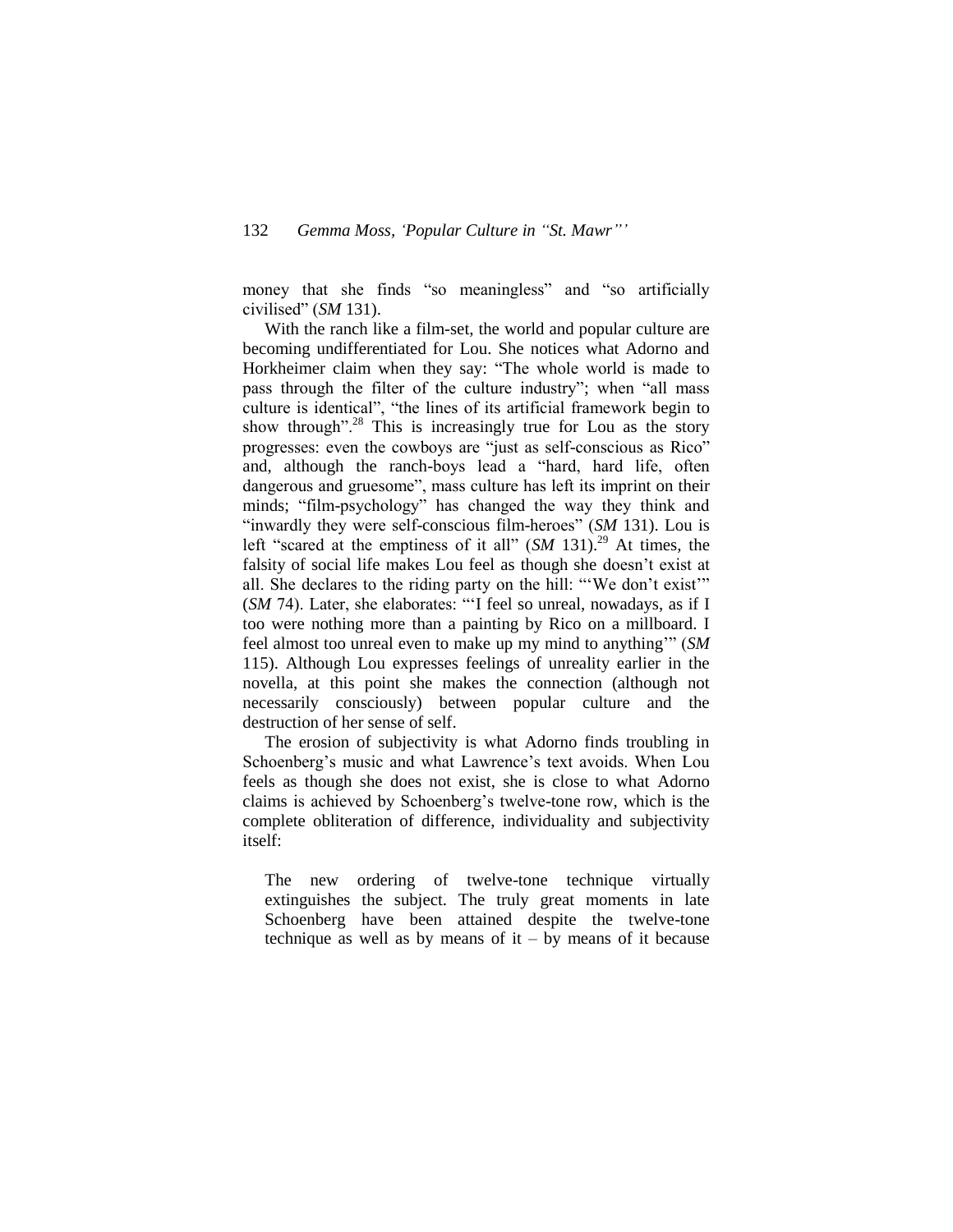money that she finds "so meaningless" and "so artificially civilised" (*SM* 131).

With the ranch like a film-set, the world and popular culture are becoming undifferentiated for Lou. She notices what Adorno and Horkheimer claim when they say: "The whole world is made to pass through the filter of the culture industry"; when "all mass culture is identical", "the lines of its artificial framework begin to show through".[28] This is increasingly true for Lou as the story progresses: even the cowboys are "just as self-conscious as Rico" and, although the ranch-boys lead a "hard, hard life, often dangerous and gruesome", mass culture has left its imprint on their minds; "film-psychology" has changed the way they think and "inwardly they were self-conscious film-heroes" (*SM* 131). Lou is left "scared at the emptiness of it all" (*SM* 131).[29] At times, the falsity of social life makes Lou feel as though she doesn't exist at all. She declares to the riding party on the hill: "'We don't exist'" (*SM* 74). Later, she elaborates: "'I feel so unreal, nowadays, as if I too were nothing more than a painting by Rico on a millboard. I feel almost too unreal even to make up my mind to anything'" (*SM* 115). Although Lou expresses feelings of unreality earlier in the novella, at this point she makes the connection (although not necessarily consciously) between popular culture and the destruction of her sense of self.

The erosion of subjectivity is what Adorno finds troubling in Schoenberg's music and what Lawrence's text avoids. When Lou feels as though she does not exist, she is close to what Adorno claims is achieved by Schoenberg's twelve-tone row, which is the complete obliteration of difference, individuality and subjectivity itself:

> The new ordering of twelve-tone technique virtually extinguishes the subject. The truly great moments in late Schoenberg have been attained despite the twelve-tone technique as well as by means of it – by means of it because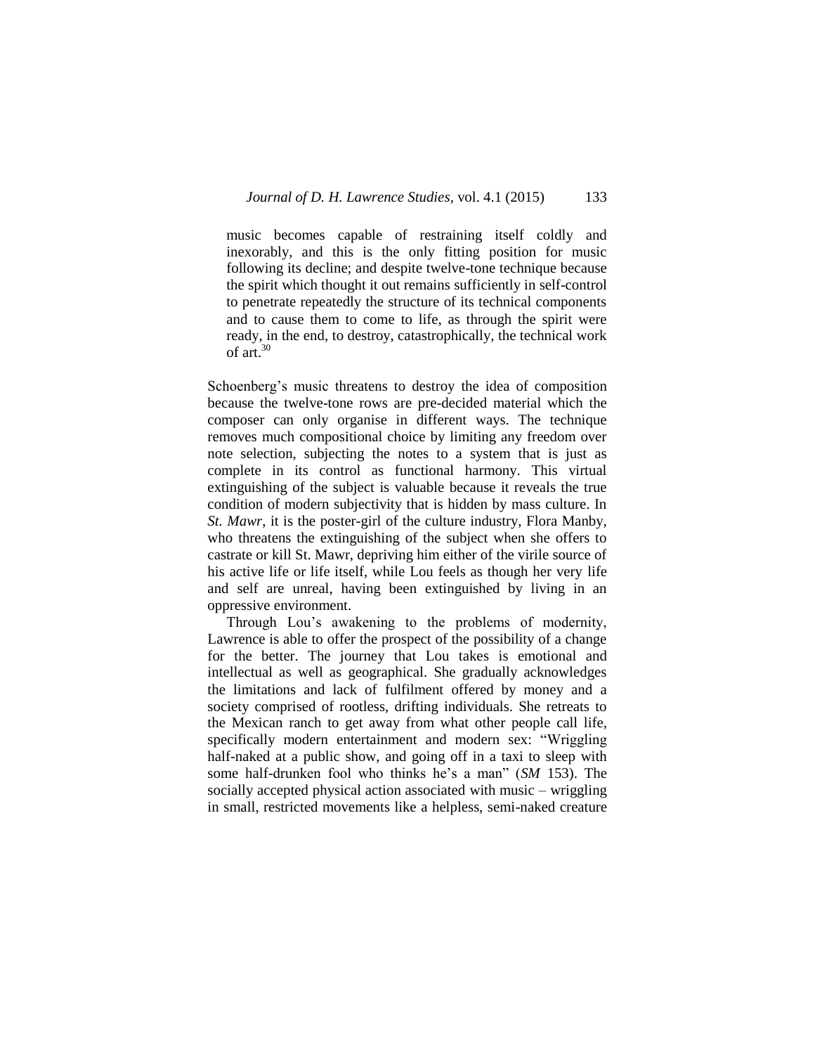> music becomes capable of restraining itself coldly and inexorably, and this is the only fitting position for music following its decline; and despite twelve-tone technique because the spirit which thought it out remains sufficiently in self-control to penetrate repeatedly the structure of its technical components and to cause them to come to life, as through the spirit were ready, in the end, to destroy, catastrophically, the technical work of art.[30]

Schoenberg's music threatens to destroy the idea of composition because the twelve-tone rows are pre-decided material which the composer can only organise in different ways. The technique removes much compositional choice by limiting any freedom over note selection, subjecting the notes to a system that is just as complete in its control as functional harmony. This virtual extinguishing of the subject is valuable because it reveals the true condition of modern subjectivity that is hidden by mass culture. In *St. Mawr*, it is the poster-girl of the culture industry, Flora Manby, who threatens the extinguishing of the subject when she offers to castrate or kill St. Mawr, depriving him either of the virile source of his active life or life itself, while Lou feels as though her very life and self are unreal, having been extinguished by living in an oppressive environment.

Through Lou's awakening to the problems of modernity, Lawrence is able to offer the prospect of the possibility of a change for the better. The journey that Lou takes is emotional and intellectual as well as geographical. She gradually acknowledges the limitations and lack of fulfilment offered by money and a society comprised of rootless, drifting individuals. She retreats to the Mexican ranch to get away from what other people call life, specifically modern entertainment and modern sex: "Wriggling half-naked at a public show, and going off in a taxi to sleep with some half-drunken fool who thinks he's a man" (*SM* 153). The socially accepted physical action associated with music – wriggling in small, restricted movements like a helpless, semi-naked creature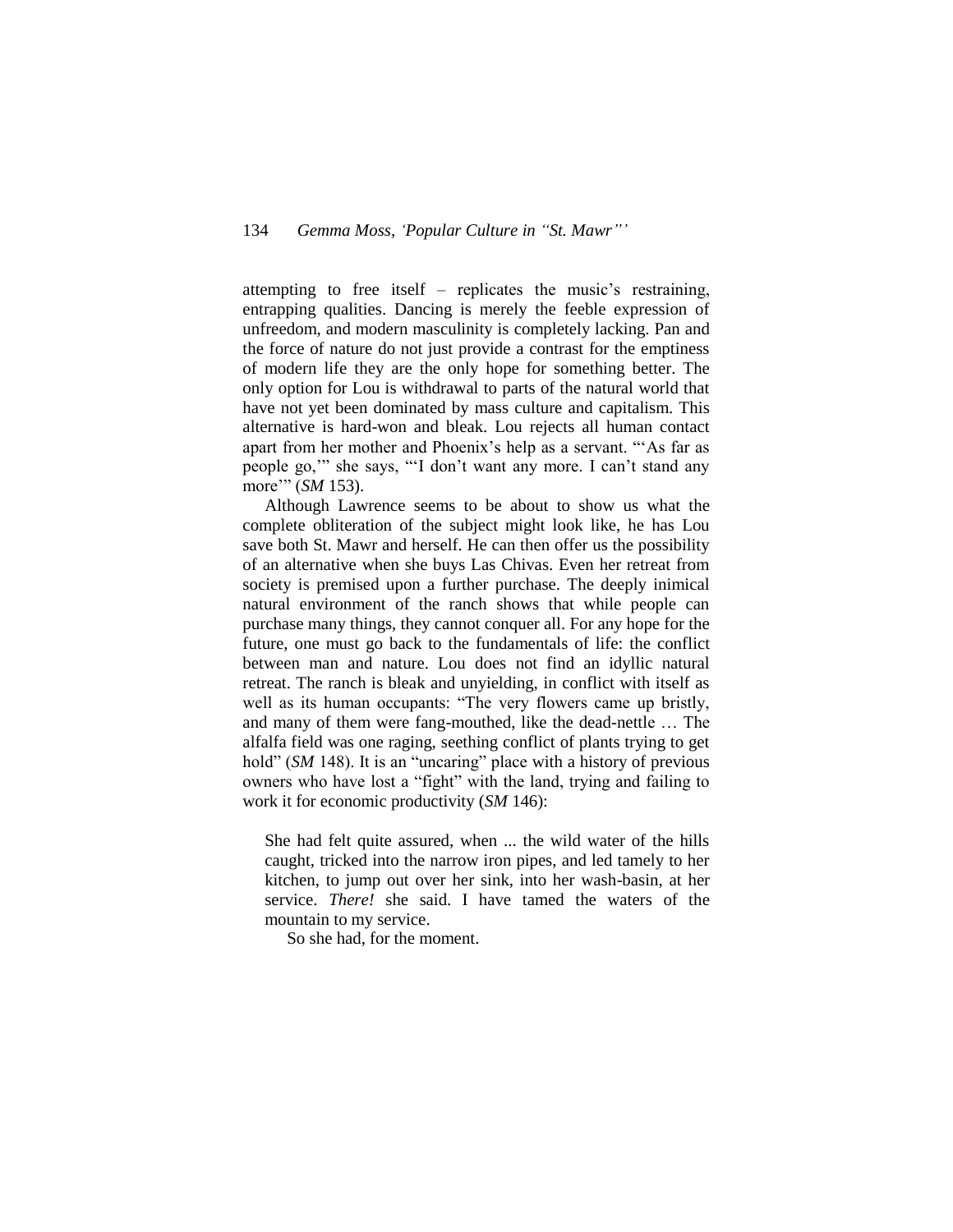attempting to free itself – replicates the music's restraining, entrapping qualities. Dancing is merely the feeble expression of unfreedom, and modern masculinity is completely lacking. Pan and the force of nature do not just provide a contrast for the emptiness of modern life they are the only hope for something better. The only option for Lou is withdrawal to parts of the natural world that have not yet been dominated by mass culture and capitalism. This alternative is hard-won and bleak. Lou rejects all human contact apart from her mother and Phoenix's help as a servant. "'As far as people go,'" she says, "'I don't want any more. I can't stand any more'" (*SM* 153).

Although Lawrence seems to be about to show us what the complete obliteration of the subject might look like, he has Lou save both St. Mawr and herself. He can then offer us the possibility of an alternative when she buys Las Chivas. Even her retreat from society is premised upon a further purchase. The deeply inimical natural environment of the ranch shows that while people can purchase many things, they cannot conquer all. For any hope for the future, one must go back to the fundamentals of life: the conflict between man and nature. Lou does not find an idyllic natural retreat. The ranch is bleak and unyielding, in conflict with itself as well as its human occupants: "The very flowers came up bristly, and many of them were fang-mouthed, like the dead-nettle … The alfalfa field was one raging, seething conflict of plants trying to get hold" (*SM* 148). It is an "uncaring" place with a history of previous owners who have lost a "fight" with the land, trying and failing to work it for economic productivity (*SM* 146):

> She had felt quite assured, when ... the wild water of the hills caught, tricked into the narrow iron pipes, and led tamely to her kitchen, to jump out over her sink, into her wash-basin, at her service. *There!* she said. I have tamed the waters of the mountain to my service.
>
> So she had, for the moment.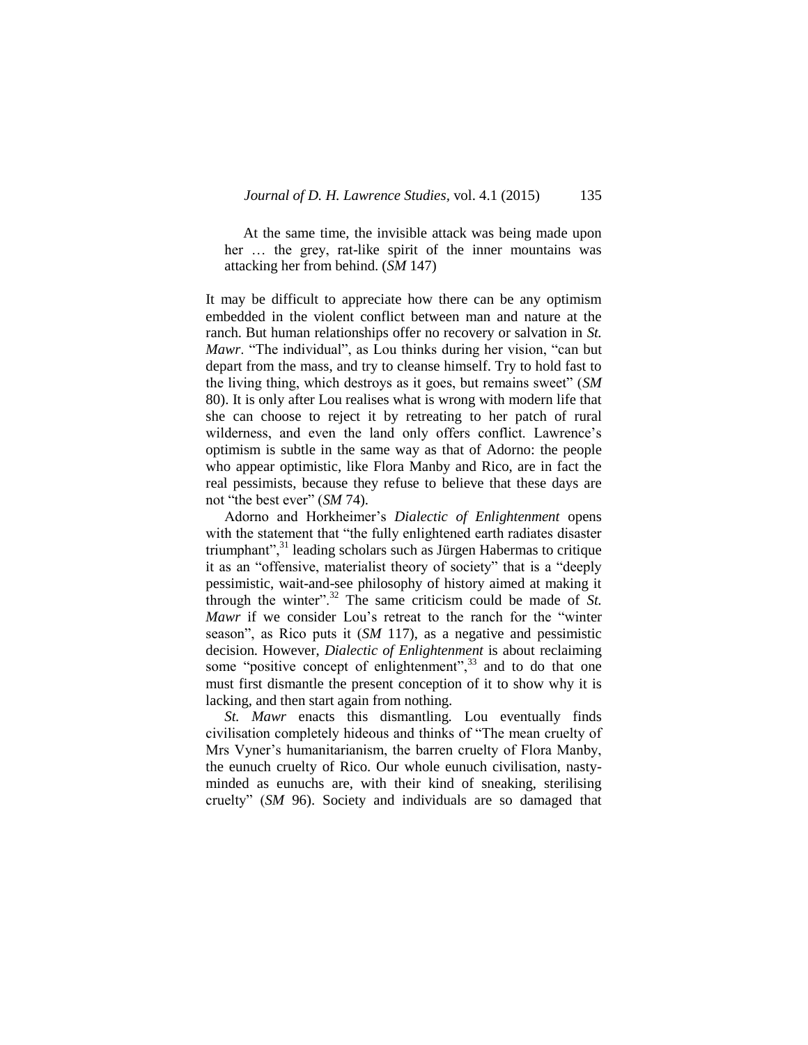At the same time, the invisible attack was being made upon her … the grey, rat-like spirit of the inner mountains was attacking her from behind. (*SM* 147)

It may be difficult to appreciate how there can be any optimism embedded in the violent conflict between man and nature at the ranch. But human relationships offer no recovery or salvation in *St. Mawr*. "The individual", as Lou thinks during her vision, "can but depart from the mass, and try to cleanse himself. Try to hold fast to the living thing, which destroys as it goes, but remains sweet" (*SM* 80). It is only after Lou realises what is wrong with modern life that she can choose to reject it by retreating to her patch of rural wilderness, and even the land only offers conflict. Lawrence's optimism is subtle in the same way as that of Adorno: the people who appear optimistic, like Flora Manby and Rico, are in fact the real pessimists, because they refuse to believe that these days are not "the best ever" (*SM* 74).

Adorno and Horkheimer's *Dialectic of Enlightenment* opens with the statement that "the fully enlightened earth radiates disaster triumphant",[31] leading scholars such as Jürgen Habermas to critique it as an "offensive, materialist theory of society" that is a "deeply pessimistic, wait-and-see philosophy of history aimed at making it through the winter".[32] The same criticism could be made of *St. Mawr* if we consider Lou's retreat to the ranch for the "winter season", as Rico puts it (*SM* 117), as a negative and pessimistic decision. However, *Dialectic of Enlightenment* is about reclaiming some "positive concept of enlightenment",[33] and to do that one must first dismantle the present conception of it to show why it is lacking, and then start again from nothing.

*St. Mawr* enacts this dismantling. Lou eventually finds civilisation completely hideous and thinks of "The mean cruelty of Mrs Vyner's humanitarianism, the barren cruelty of Flora Manby, the eunuch cruelty of Rico. Our whole eunuch civilisation, nasty-minded as eunuchs are, with their kind of sneaking, sterilising cruelty" (*SM* 96). Society and individuals are so damaged that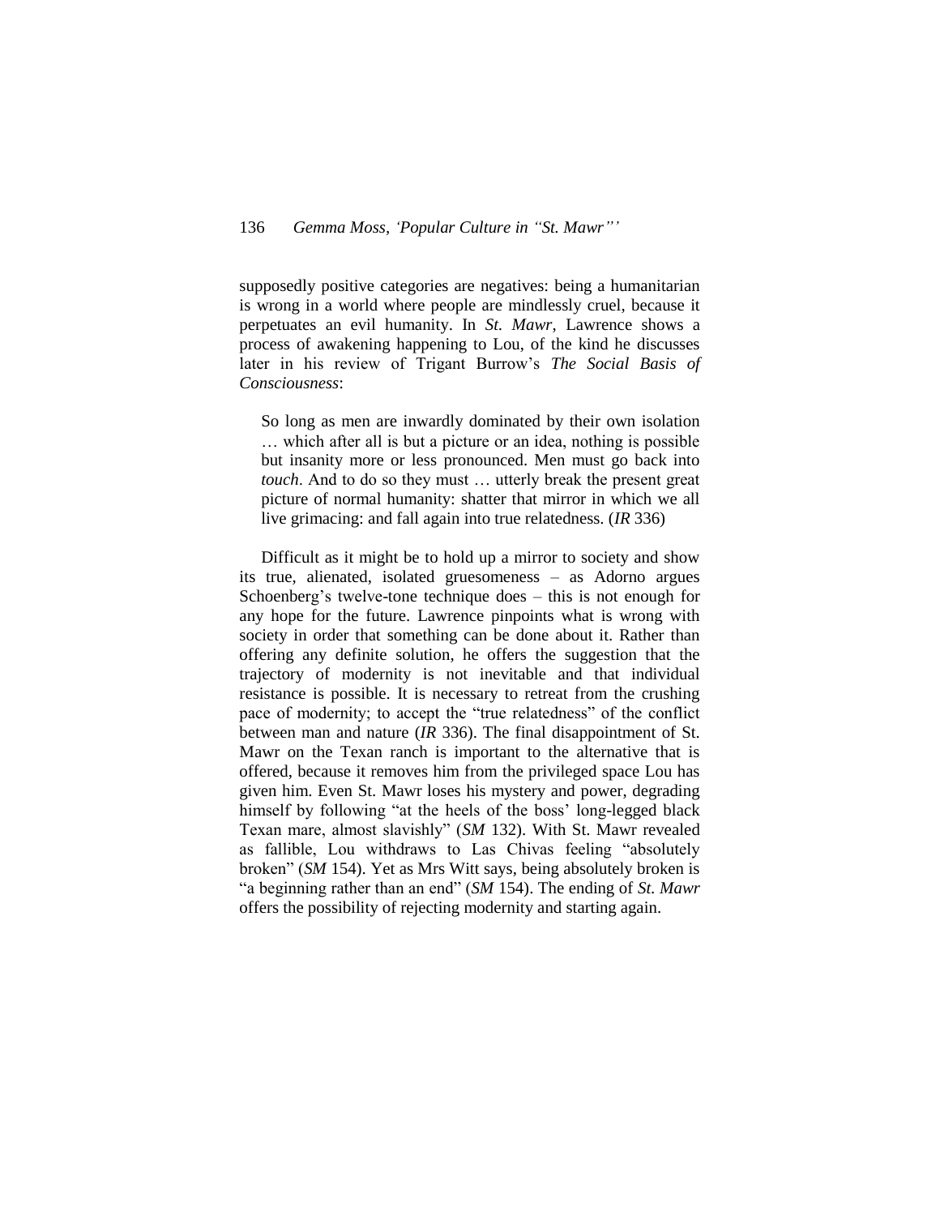supposedly positive categories are negatives: being a humanitarian is wrong in a world where people are mindlessly cruel, because it perpetuates an evil humanity. In *St. Mawr*, Lawrence shows a process of awakening happening to Lou, of the kind he discusses later in his review of Trigant Burrow's *The Social Basis of Consciousness*:

> So long as men are inwardly dominated by their own isolation … which after all is but a picture or an idea, nothing is possible but insanity more or less pronounced. Men must go back into *touch*. And to do so they must … utterly break the present great picture of normal humanity: shatter that mirror in which we all live grimacing: and fall again into true relatedness. (*IR* 336)

Difficult as it might be to hold up a mirror to society and show its true, alienated, isolated gruesomeness – as Adorno argues Schoenberg's twelve-tone technique does – this is not enough for any hope for the future. Lawrence pinpoints what is wrong with society in order that something can be done about it. Rather than offering any definite solution, he offers the suggestion that the trajectory of modernity is not inevitable and that individual resistance is possible. It is necessary to retreat from the crushing pace of modernity; to accept the "true relatedness" of the conflict between man and nature (*IR* 336). The final disappointment of St. Mawr on the Texan ranch is important to the alternative that is offered, because it removes him from the privileged space Lou has given him. Even St. Mawr loses his mystery and power, degrading himself by following "at the heels of the boss' long-legged black Texan mare, almost slavishly" (*SM* 132). With St. Mawr revealed as fallible, Lou withdraws to Las Chivas feeling "absolutely broken" (*SM* 154). Yet as Mrs Witt says, being absolutely broken is "a beginning rather than an end" (*SM* 154). The ending of *St. Mawr* offers the possibility of rejecting modernity and starting again.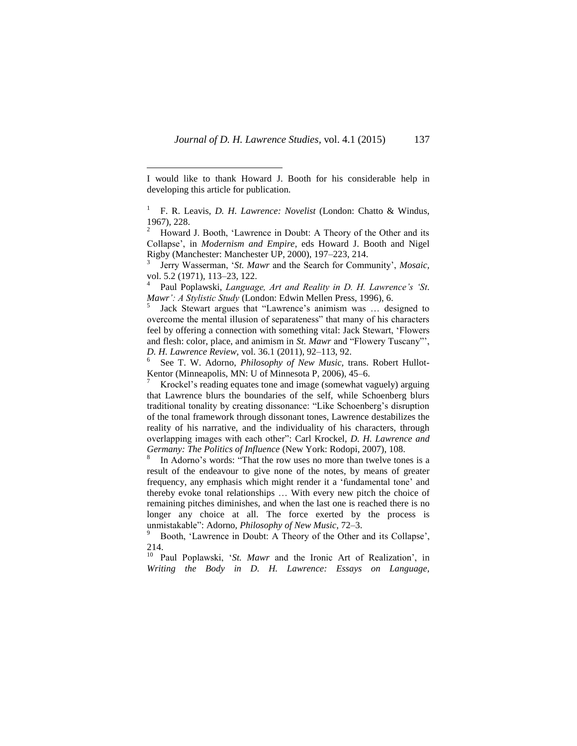I would like to thank Howard J. Booth for his considerable help in developing this article for publication.

[1] F. R. Leavis, *D. H. Lawrence: Novelist* (London: Chatto & Windus, 1967), 228.

[2] Howard J. Booth, 'Lawrence in Doubt: A Theory of the Other and its Collapse', in *Modernism and Empire*, eds Howard J. Booth and Nigel Rigby (Manchester: Manchester UP, 2000), 197–223, 214.

[3] Jerry Wasserman, '*St. Mawr* and the Search for Community', *Mosaic,* vol. 5.2 (1971), 113–23, 122.

[4] Paul Poplawski, *Language, Art and Reality in D. H. Lawrence's 'St. Mawr': A Stylistic Study* (London: Edwin Mellen Press, 1996), 6.

[5] Jack Stewart argues that "Lawrence's animism was … designed to overcome the mental illusion of separateness" that many of his characters feel by offering a connection with something vital: Jack Stewart, 'Flowers and flesh: color, place, and animism in *St. Mawr* and "Flowery Tuscany"', *D. H. Lawrence Review,* vol. 36.1 (2011), 92–113, 92.

[6] See T. W. Adorno, *Philosophy of New Music,* trans. Robert Hullot-Kentor (Minneapolis, MN: U of Minnesota P, 2006), 45–6.

[7] Krockel's reading equates tone and image (somewhat vaguely) arguing that Lawrence blurs the boundaries of the self, while Schoenberg blurs traditional tonality by creating dissonance: "Like Schoenberg's disruption of the tonal framework through dissonant tones, Lawrence destabilizes the reality of his narrative, and the individuality of his characters, through overlapping images with each other": Carl Krockel, *D. H. Lawrence and Germany: The Politics of Influence* (New York: Rodopi, 2007), 108.

[8] In Adorno's words: "That the row uses no more than twelve tones is a result of the endeavour to give none of the notes, by means of greater frequency, any emphasis which might render it a 'fundamental tone' and thereby evoke tonal relationships … With every new pitch the choice of remaining pitches diminishes, and when the last one is reached there is no longer any choice at all. The force exerted by the process is unmistakable": Adorno, *Philosophy of New Music*, 72–3.

[9] Booth, 'Lawrence in Doubt: A Theory of the Other and its Collapse', 214.

[10] Paul Poplawski, '*St. Mawr* and the Ironic Art of Realization', in *Writing the Body in D. H. Lawrence: Essays on Language,*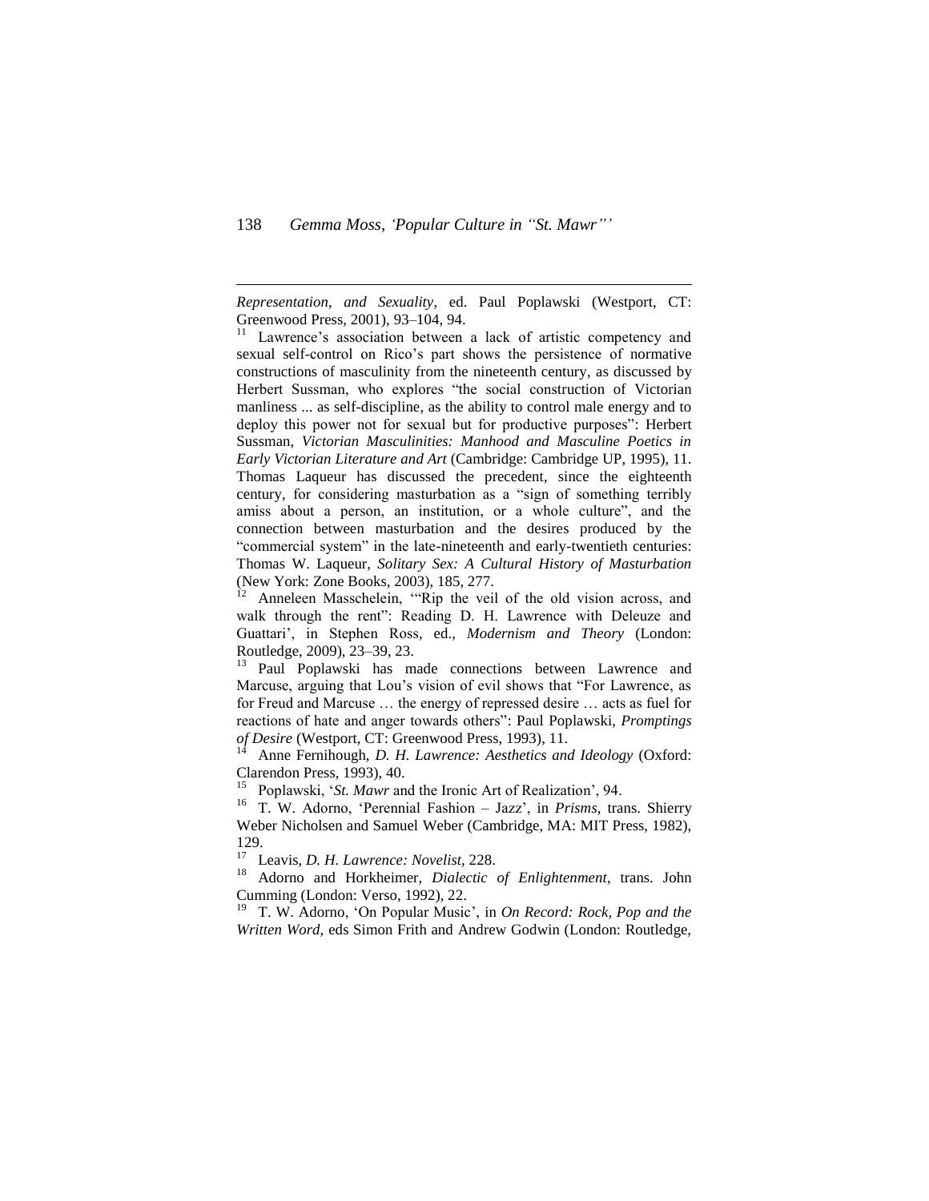*Representation, and Sexuality*, ed. Paul Poplawski (Westport, CT: Greenwood Press, 2001), 93–104, 94.

[11] Lawrence's association between a lack of artistic competency and sexual self-control on Rico's part shows the persistence of normative constructions of masculinity from the nineteenth century, as discussed by Herbert Sussman, who explores "the social construction of Victorian manliness ... as self-discipline, as the ability to control male energy and to deploy this power not for sexual but for productive purposes": Herbert Sussman, *Victorian Masculinities: Manhood and Masculine Poetics in Early Victorian Literature and Art* (Cambridge: Cambridge UP, 1995), 11. Thomas Laqueur has discussed the precedent, since the eighteenth century, for considering masturbation as a "sign of something terribly amiss about a person, an institution, or a whole culture", and the connection between masturbation and the desires produced by the "commercial system" in the late-nineteenth and early-twentieth centuries: Thomas W. Laqueur, *Solitary Sex: A Cultural History of Masturbation* (New York: Zone Books, 2003), 185, 277.

[12] Anneleen Masschelein, '"Rip the veil of the old vision across, and walk through the rent": Reading D. H. Lawrence with Deleuze and Guattari', in Stephen Ross, ed., *Modernism and Theory* (London: Routledge, 2009), 23–39, 23.

[13] Paul Poplawski has made connections between Lawrence and Marcuse, arguing that Lou's vision of evil shows that "For Lawrence, as for Freud and Marcuse … the energy of repressed desire … acts as fuel for reactions of hate and anger towards others": Paul Poplawski, *Promptings of Desire* (Westport, CT: Greenwood Press, 1993), 11.

[14] Anne Fernihough, *D. H. Lawrence: Aesthetics and Ideology* (Oxford: Clarendon Press, 1993), 40.

[15] Poplawski, '*St. Mawr* and the Ironic Art of Realization', 94.

[16] T. W. Adorno, 'Perennial Fashion – Jazz', in *Prisms*, trans. Shierry Weber Nicholsen and Samuel Weber (Cambridge, MA: MIT Press, 1982), 129.

[17] Leavis, *D. H. Lawrence: Novelist*, 228.

[18] Adorno and Horkheimer, *Dialectic of Enlightenment*, trans. John Cumming (London: Verso, 1992), 22.

[19] T. W. Adorno, 'On Popular Music', in *On Record: Rock, Pop and the Written Word*, eds Simon Frith and Andrew Godwin (London: Routledge,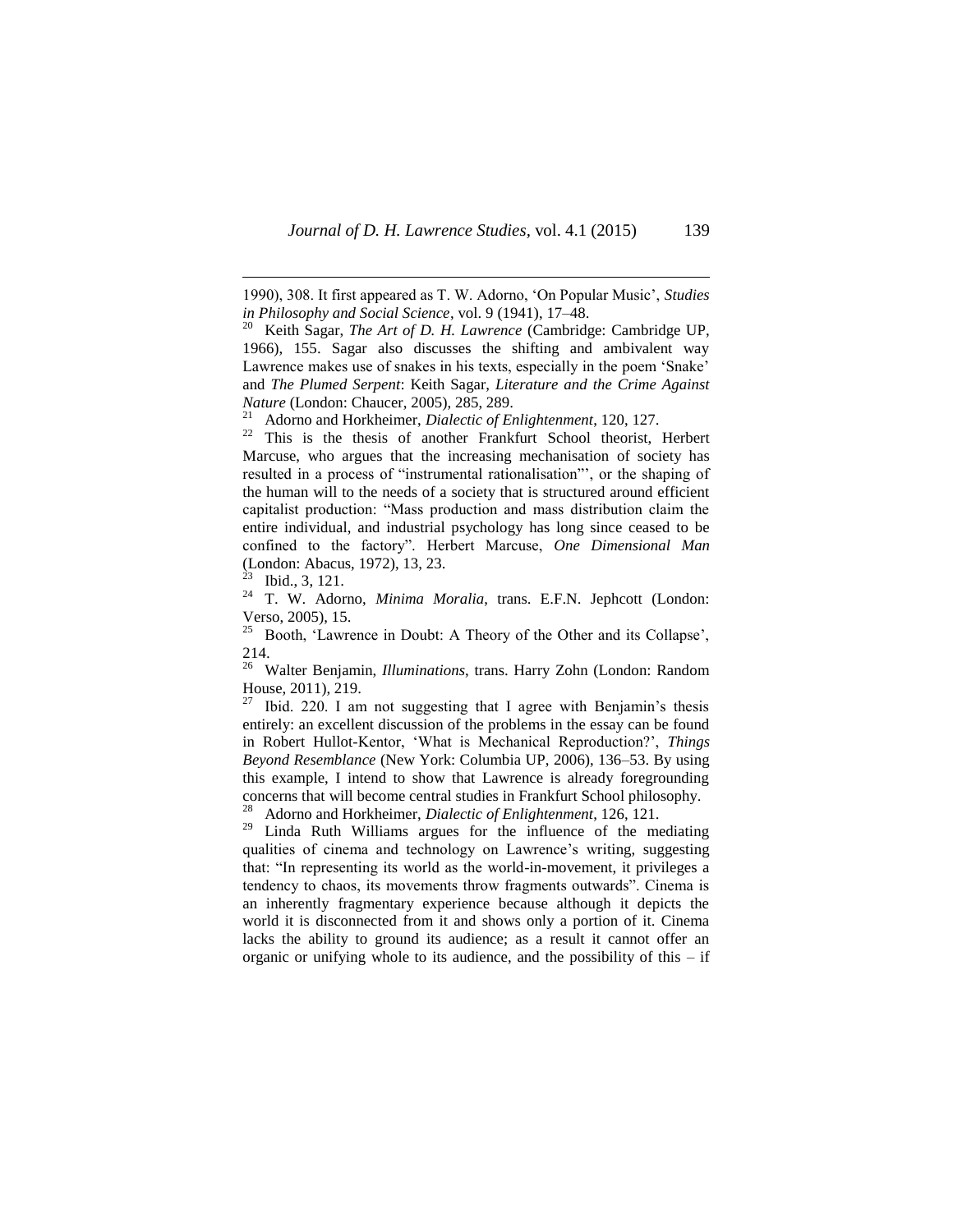1990), 308. It first appeared as T. W. Adorno, 'On Popular Music', *Studies in Philosophy and Social Science*, vol. 9 (1941), 17–48.

[20] Keith Sagar, *The Art of D. H. Lawrence* (Cambridge: Cambridge UP, 1966), 155. Sagar also discusses the shifting and ambivalent way Lawrence makes use of snakes in his texts, especially in the poem 'Snake' and *The Plumed Serpent*: Keith Sagar, *Literature and the Crime Against Nature* (London: Chaucer, 2005), 285, 289.

[21] Adorno and Horkheimer, *Dialectic of Enlightenment*, 120, 127.

[22] This is the thesis of another Frankfurt School theorist, Herbert Marcuse, who argues that the increasing mechanisation of society has resulted in a process of "instrumental rationalisation"', or the shaping of the human will to the needs of a society that is structured around efficient capitalist production: "Mass production and mass distribution claim the entire individual, and industrial psychology has long since ceased to be confined to the factory". Herbert Marcuse, *One Dimensional Man* (London: Abacus, 1972), 13, 23.

[23] Ibid., 3, 121.

[24] T. W. Adorno, *Minima Moralia*, trans. E.F.N. Jephcott (London: Verso, 2005), 15.

[25] Booth, 'Lawrence in Doubt: A Theory of the Other and its Collapse', 214.

[26] Walter Benjamin, *Illuminations*, trans. Harry Zohn (London: Random House, 2011), 219.

[27] Ibid. 220. I am not suggesting that I agree with Benjamin's thesis entirely: an excellent discussion of the problems in the essay can be found in Robert Hullot-Kentor, 'What is Mechanical Reproduction?', *Things Beyond Resemblance* (New York: Columbia UP, 2006), 136–53. By using this example, I intend to show that Lawrence is already foregrounding concerns that will become central studies in Frankfurt School philosophy.

[28] Adorno and Horkheimer, *Dialectic of Enlightenment*, 126, 121.

[29] Linda Ruth Williams argues for the influence of the mediating qualities of cinema and technology on Lawrence's writing, suggesting that: "In representing its world as the world-in-movement, it privileges a tendency to chaos, its movements throw fragments outwards". Cinema is an inherently fragmentary experience because although it depicts the world it is disconnected from it and shows only a portion of it. Cinema lacks the ability to ground its audience; as a result it cannot offer an organic or unifying whole to its audience, and the possibility of this – if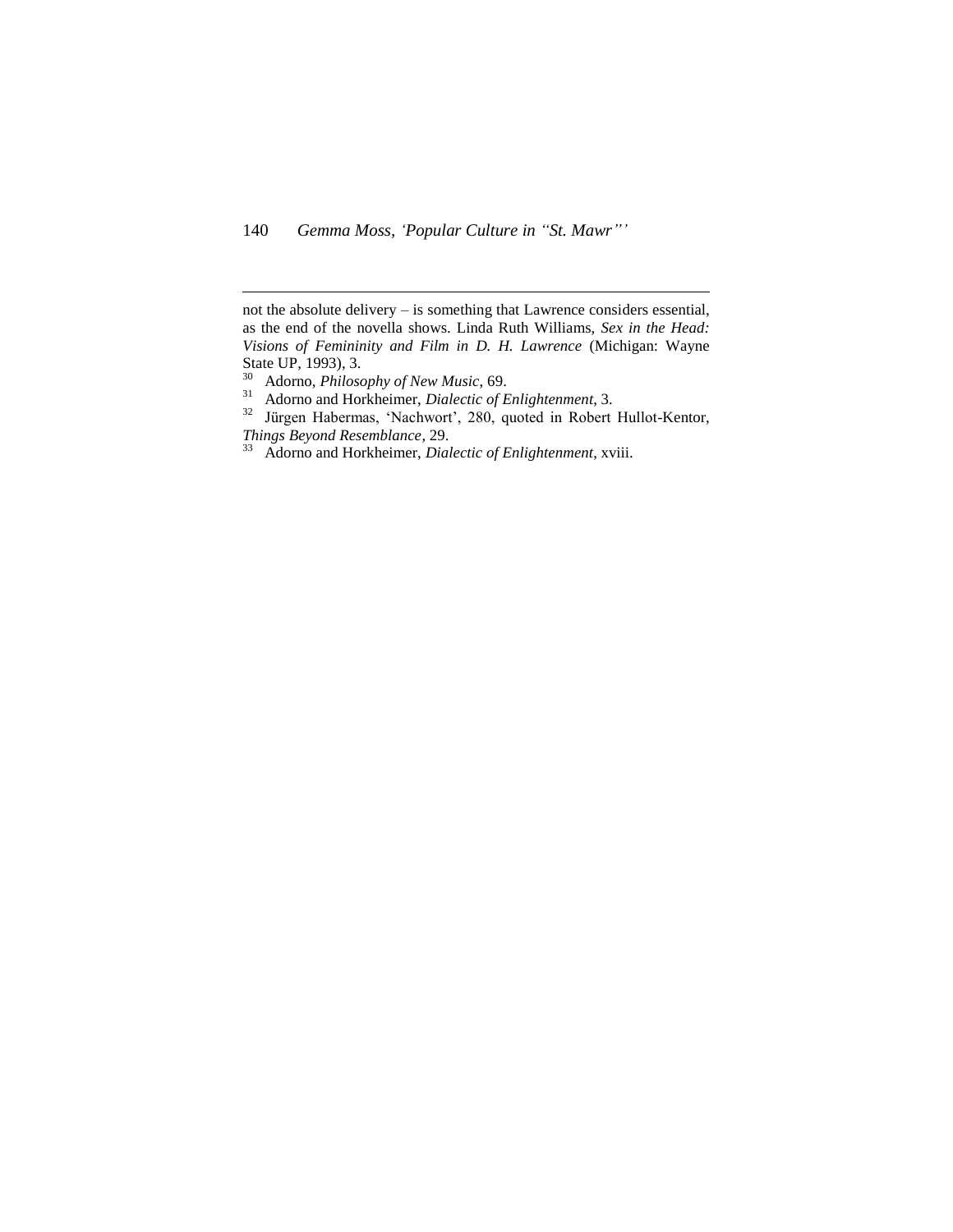not the absolute delivery – is something that Lawrence considers essential, as the end of the novella shows. Linda Ruth Williams, *Sex in the Head: Visions of Femininity and Film in D. H. Lawrence* (Michigan: Wayne State UP, 1993), 3.

[30] Adorno, *Philosophy of New Music*, 69.

[31] Adorno and Horkheimer, *Dialectic of Enlightenment*, 3.

[32] Jürgen Habermas, 'Nachwort', 280, quoted in Robert Hullot-Kentor, *Things Beyond Resemblance*, 29.

[33] Adorno and Horkheimer, *Dialectic of Enlightenment*, xviii.